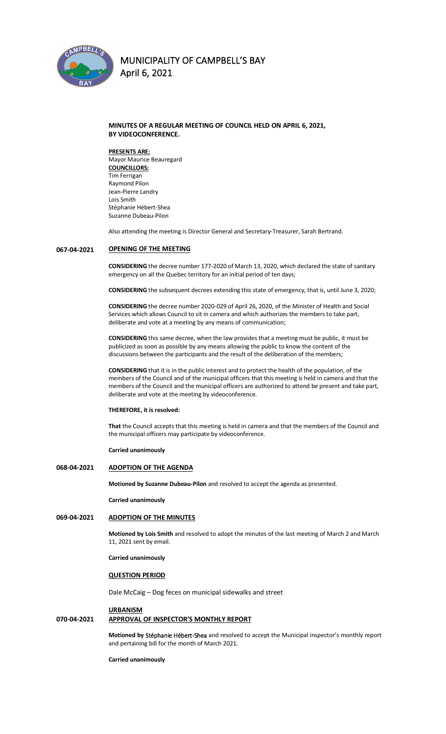# MUNICIPALITY OF CAMPBELL'S BAY
## April 6, 2021

**MINUTES OF A REGULAR MEETING OF COUNCIL HELD ON APRIL 6, 2021, BY VIDEOCONFERENCE.**

**PRESENTS ARE:**
Mayor Maurice Beauregard
**COUNCILLORS:**
Tim Ferrigan
Raymond Pilon
Jean-Pierre Landry
Lois Smith
Stéphanie Hébert-Shea
Suzanne Dubeau-Pilon

Also attending the meeting is Director General and Secretary-Treasurer, Sarah Bertrand.

### 067-04-2021 OPENING OF THE MEETING

**CONSIDERING** the decree number 177-2020 of March 13, 2020, which declared the state of sanitary emergency on all the Quebec territory for an initial period of ten days;

**CONSIDERING** the subsequent decrees extending this state of emergency, that is, until June 3, 2020;

**CONSIDERING** the decree number 2020-029 of April 26, 2020, of the Minister of Health and Social Services which allows Council to sit in camera and which authorizes the members to take part, deliberate and vote at a meeting by any means of communication;

**CONSIDERING** this same decree, when the law provides that a meeting must be public, it must be publicized as soon as possible by any means allowing the public to know the content of the discussions between the participants and the result of the deliberation of the members;

**CONSIDERING** that it is in the public interest and to protect the health of the population, of the members of the Council and of the municipal officers that this meeting is held in camera and that the members of the Council and the municipal officers are authorized to attend be present and take part, deliberate and vote at the meeting by videoconference.

**THEREFORE, it is resolved:**

**That** the Council accepts that this meeting is held in camera and that the members of the Council and the municipal officers may participate by videoconference.

**Carried unanimously**

### 068-04-2021 ADOPTION OF THE AGENDA

**Motioned by Suzanne Dubeau-Pilon** and resolved to accept the agenda as presented.

**Carried unanimously**

### 069-04-2021 ADOPTION OF THE MINUTES

**Motioned by Lois Smith** and resolved to adopt the minutes of the last meeting of March 2 and March 11, 2021 sent by email.

**Carried unanimously**

### QUESTION PERIOD

Dale McCaig – Dog feces on municipal sidewalks and street

### URBANISM

### 070-04-2021 APPROVAL OF INSPECTOR'S MONTHLY REPORT

**Motioned by** Stéphanie Hébert-Shea and resolved to accept the Municipal inspector's monthly report and pertaining bill for the month of March 2021.

**Carried unanimously**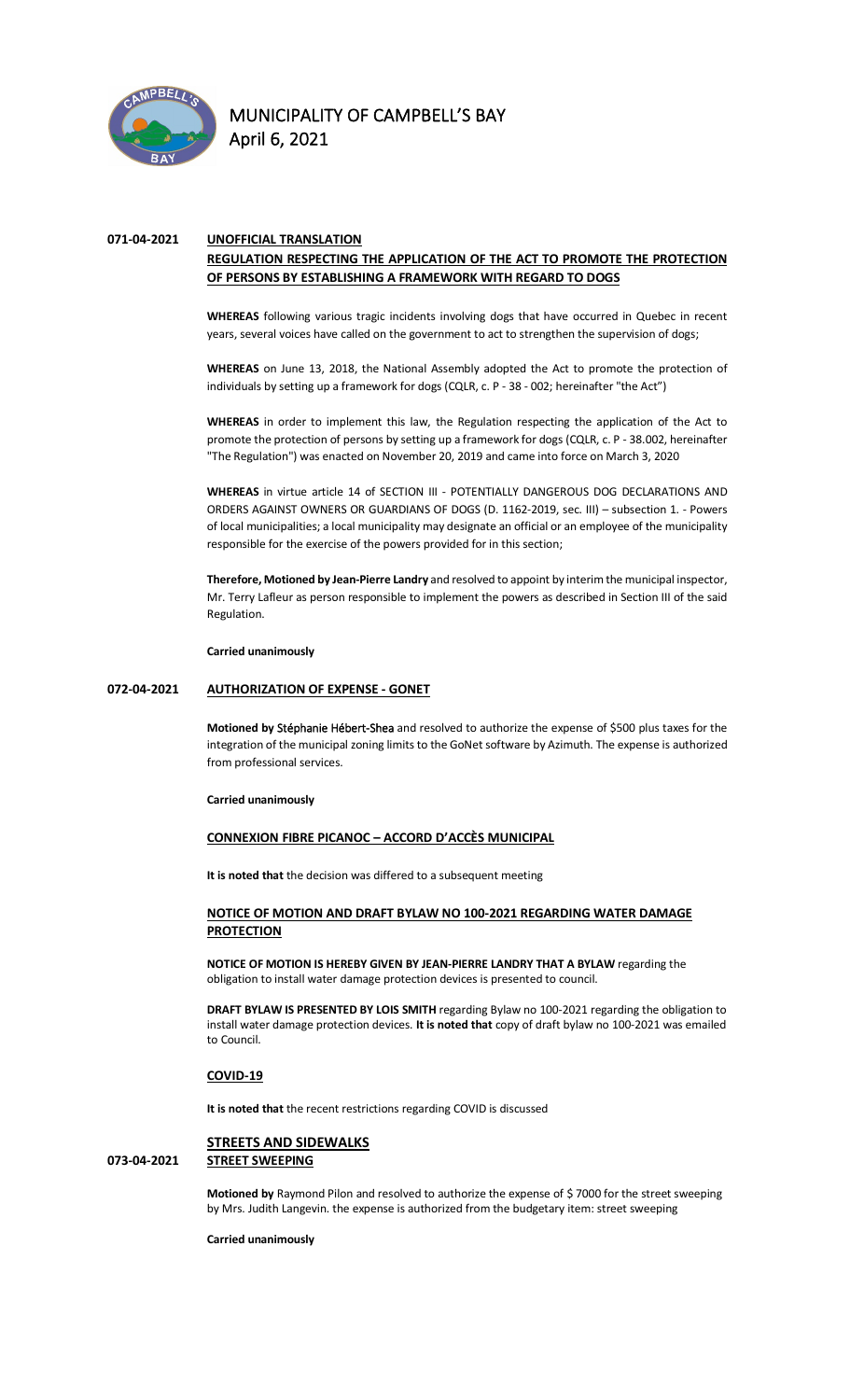**071-04-2021** **UNOFFICIAL TRANSLATION**

**REGULATION RESPECTING THE APPLICATION OF THE ACT TO PROMOTE THE PROTECTION OF PERSONS BY ESTABLISHING A FRAMEWORK WITH REGARD TO DOGS**

**WHEREAS** following various tragic incidents involving dogs that have occurred in Quebec in recent years, several voices have called on the government to act to strengthen the supervision of dogs;

**WHEREAS** on June 13, 2018, the National Assembly adopted the Act to promote the protection of individuals by setting up a framework for dogs (CQLR, c. P - 38 - 002; hereinafter "the Act")

**WHEREAS** in order to implement this law, the Regulation respecting the application of the Act to promote the protection of persons by setting up a framework for dogs (CQLR, c. P - 38.002, hereinafter "The Regulation") was enacted on November 20, 2019 and came into force on March 3, 2020

**WHEREAS** in virtue article 14 of SECTION III - POTENTIALLY DANGEROUS DOG DECLARATIONS AND ORDERS AGAINST OWNERS OR GUARDIANS OF DOGS (D. 1162-2019, sec. III) – subsection 1. - Powers of local municipalities; a local municipality may designate an official or an employee of the municipality responsible for the exercise of the powers provided for in this section;

**Therefore, Motioned by Jean-Pierre Landry** and resolved to appoint by interim the municipal inspector, Mr. Terry Lafleur as person responsible to implement the powers as described in Section III of the said Regulation.

**Carried unanimously**

**072-04-2021** **AUTHORIZATION OF EXPENSE - GONET**

**Motioned by** Stéphanie Hébert-Shea and resolved to authorize the expense of $500 plus taxes for the integration of the municipal zoning limits to the GoNet software by Azimuth. The expense is authorized from professional services.

**Carried unanimously**

**CONNEXION FIBRE PICANOC – ACCORD D'ACCÈS MUNICIPAL**

**It is noted that** the decision was differed to a subsequent meeting

**NOTICE OF MOTION AND DRAFT BYLAW NO 100-2021 REGARDING WATER DAMAGE PROTECTION**

**NOTICE OF MOTION IS HEREBY GIVEN BY JEAN-PIERRE LANDRY THAT A BYLAW** regarding the obligation to install water damage protection devices is presented to council.

**DRAFT BYLAW IS PRESENTED BY LOIS SMITH** regarding Bylaw no 100-2021 regarding the obligation to install water damage protection devices. **It is noted that** copy of draft bylaw no 100-2021 was emailed to Council.

**COVID-19**

**It is noted that** the recent restrictions regarding COVID is discussed

**STREETS AND SIDEWALKS**

**073-04-2021** **STREET SWEEPING**

**Motioned by** Raymond Pilon and resolved to authorize the expense of $ 7000 for the street sweeping by Mrs. Judith Langevin. the expense is authorized from the budgetary item: street sweeping

**Carried unanimously**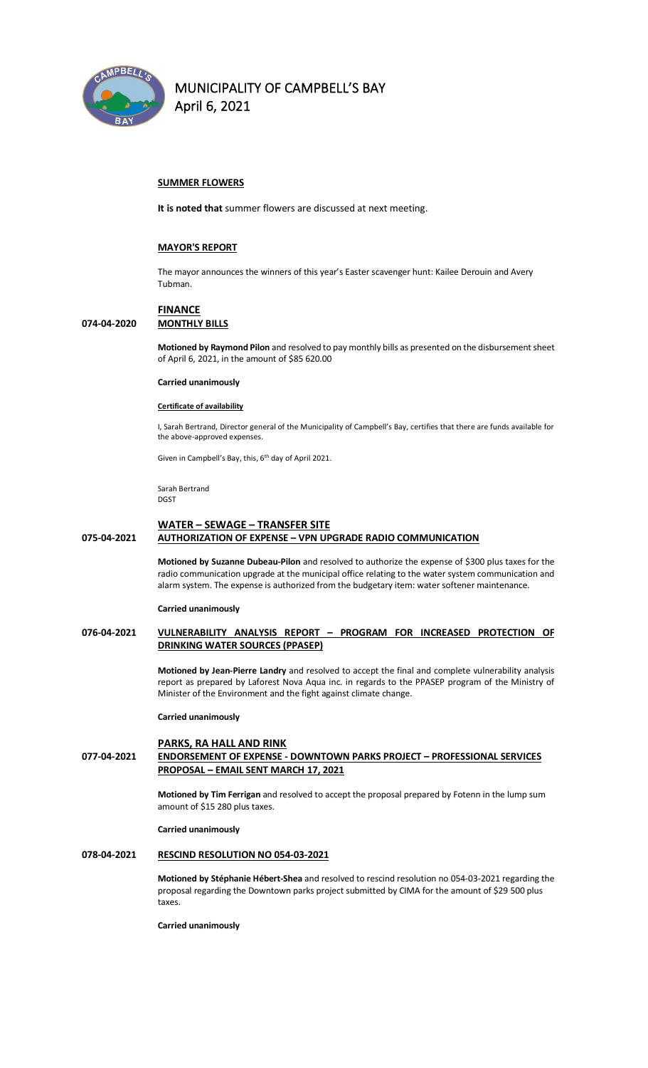**SUMMER FLOWERS**

**It is noted that** summer flowers are discussed at next meeting.

**MAYOR'S REPORT**

The mayor announces the winners of this year's Easter scavenger hunt: Kailee Derouin and Avery Tubman.

**FINANCE**

**074-04-2020 MONTHLY BILLS**

**Motioned by Raymond Pilon** and resolved to pay monthly bills as presented on the disbursement sheet of April 6, 2021, in the amount of $85 620.00

**Carried unanimously**

**Certificate of availability**

I, Sarah Bertrand, Director general of the Municipality of Campbell's Bay, certifies that there are funds available for the above-approved expenses.

Given in Campbell's Bay, this, 6th day of April 2021.

Sarah Bertrand
DGST

**WATER – SEWAGE – TRANSFER SITE**

**075-04-2021 AUTHORIZATION OF EXPENSE – VPN UPGRADE RADIO COMMUNICATION**

**Motioned by Suzanne Dubeau-Pilon** and resolved to authorize the expense of $300 plus taxes for the radio communication upgrade at the municipal office relating to the water system communication and alarm system. The expense is authorized from the budgetary item: water softener maintenance.

**Carried unanimously**

**076-04-2021 VULNERABILITY ANALYSIS REPORT – PROGRAM FOR INCREASED PROTECTION OF DRINKING WATER SOURCES (PPASEP)**

**Motioned by Jean-Pierre Landry** and resolved to accept the final and complete vulnerability analysis report as prepared by Laforest Nova Aqua inc. in regards to the PPASEP program of the Ministry of Minister of the Environment and the fight against climate change.

**Carried unanimously**

**PARKS, RA HALL AND RINK**

**077-04-2021 ENDORSEMENT OF EXPENSE - DOWNTOWN PARKS PROJECT – PROFESSIONAL SERVICES PROPOSAL – EMAIL SENT MARCH 17, 2021**

**Motioned by Tim Ferrigan** and resolved to accept the proposal prepared by Fotenn in the lump sum amount of $15 280 plus taxes.

**Carried unanimously**

**078-04-2021 RESCIND RESOLUTION NO 054-03-2021**

**Motioned by Stéphanie Hébert-Shea** and resolved to rescind resolution no 054-03-2021 regarding the proposal regarding the Downtown parks project submitted by CIMA for the amount of $29 500 plus taxes.

**Carried unanimously**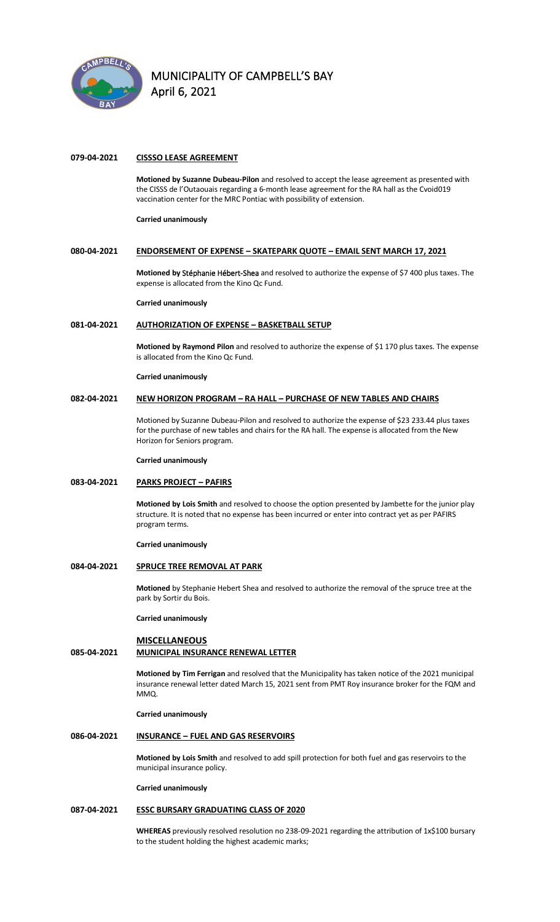# MUNICIPALITY OF CAMPBELL'S BAY
April 6, 2021

**079-04-2021 CISSSO LEASE AGREEMENT**

**Motioned by Suzanne Dubeau-Pilon** and resolved to accept the lease agreement as presented with the CISSS de l'Outaouais regarding a 6-month lease agreement for the RA hall as the Cvoid019 vaccination center for the MRC Pontiac with possibility of extension.

**Carried unanimously**

**080-04-2021 ENDORSEMENT OF EXPENSE – SKATEPARK QUOTE – EMAIL SENT MARCH 17, 2021**

**Motioned by** Stéphanie Hébert-Shea and resolved to authorize the expense of $7 400 plus taxes. The expense is allocated from the Kino Qc Fund.

**Carried unanimously**

**081-04-2021 AUTHORIZATION OF EXPENSE – BASKETBALL SETUP**

**Motioned by Raymond Pilon** and resolved to authorize the expense of $1 170 plus taxes. The expense is allocated from the Kino Qc Fund.

**Carried unanimously**

**082-04-2021 NEW HORIZON PROGRAM – RA HALL – PURCHASE OF NEW TABLES AND CHAIRS**

Motioned by Suzanne Dubeau-Pilon and resolved to authorize the expense of $23 233.44 plus taxes for the purchase of new tables and chairs for the RA hall. The expense is allocated from the New Horizon for Seniors program.

**Carried unanimously**

**083-04-2021 PARKS PROJECT – PAFIRS**

**Motioned by Lois Smith** and resolved to choose the option presented by Jambette for the junior play structure. It is noted that no expense has been incurred or enter into contract yet as per PAFIRS program terms.

**Carried unanimously**

**084-04-2021 SPRUCE TREE REMOVAL AT PARK**

**Motioned** by Stephanie Hebert Shea and resolved to authorize the removal of the spruce tree at the park by Sortir du Bois.

**Carried unanimously**

**MISCELLANEOUS**

**085-04-2021 MUNICIPAL INSURANCE RENEWAL LETTER**

**Motioned by Tim Ferrigan** and resolved that the Municipality has taken notice of the 2021 municipal insurance renewal letter dated March 15, 2021 sent from PMT Roy insurance broker for the FQM and MMQ.

**Carried unanimously**

**086-04-2021 INSURANCE – FUEL AND GAS RESERVOIRS**

**Motioned by Lois Smith** and resolved to add spill protection for both fuel and gas reservoirs to the municipal insurance policy.

**Carried unanimously**

**087-04-2021 ESSC BURSARY GRADUATING CLASS OF 2020**

**WHEREAS** previously resolved resolution no 238-09-2021 regarding the attribution of 1x$100 bursary to the student holding the highest academic marks;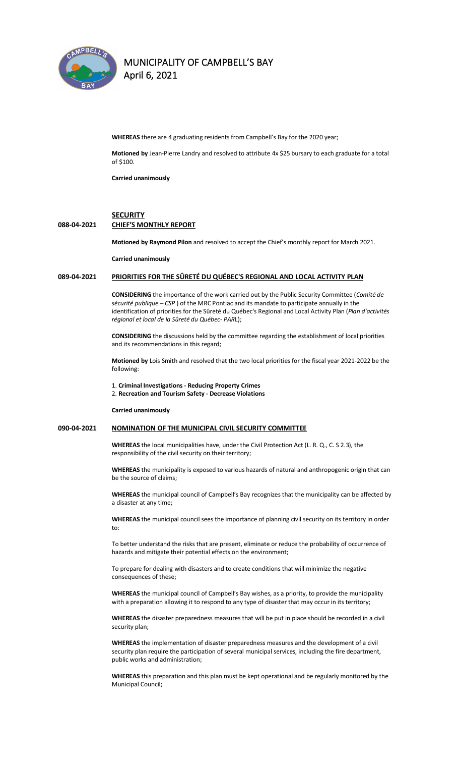**WHEREAS** there are 4 graduating residents from Campbell's Bay for the 2020 year;

**Motioned by** Jean-Pierre Landry and resolved to attribute 4x $25 bursary to each graduate for a total of $100.

**Carried unanimously**

## SECURITY

## 088-04-2021 CHIEF'S MONTHLY REPORT

**Motioned by Raymond Pilon** and resolved to accept the Chief's monthly report for March 2021.

**Carried unanimously**

## 089-04-2021 PRIORITIES FOR THE SÛRETÉ DU QUÉBEC'S REGIONAL AND LOCAL ACTIVITY PLAN

**CONSIDERING** the importance of the work carried out by the Public Security Committee (*Comité de sécurité publique – CSP* ) of the MRC Pontiac and its mandate to participate annually in the identification of priorities for the Sûreté du Québec's Regional and Local Activity Plan (*Plan d'activités régional et local de la Sûreté du Québec- PAR*L);

**CONSIDERING** the discussions held by the committee regarding the establishment of local priorities and its recommendations in this regard;

**Motioned by** Lois Smith and resolved that the two local priorities for the fiscal year 2021-2022 be the following:

1. **Criminal Investigations - Reducing Property Crimes**
2. **Recreation and Tourism Safety - Decrease Violations**

**Carried unanimously**

## 090-04-2021 NOMINATION OF THE MUNICIPAL CIVIL SECURITY COMMITTEE

**WHEREAS** the local municipalities have, under the Civil Protection Act (L. R. Q., C. S 2.3), the responsibility of the civil security on their territory;

**WHEREAS** the municipality is exposed to various hazards of natural and anthropogenic origin that can be the source of claims;

**WHEREAS** the municipal council of Campbell's Bay recognizes that the municipality can be affected by a disaster at any time;

**WHEREAS** the municipal council sees the importance of planning civil security on its territory in order to:

To better understand the risks that are present, eliminate or reduce the probability of occurrence of hazards and mitigate their potential effects on the environment;

To prepare for dealing with disasters and to create conditions that will minimize the negative consequences of these;

**WHEREAS** the municipal council of Campbell's Bay wishes, as a priority, to provide the municipality with a preparation allowing it to respond to any type of disaster that may occur in its territory;

**WHEREAS** the disaster preparedness measures that will be put in place should be recorded in a civil security plan;

**WHEREAS** the implementation of disaster preparedness measures and the development of a civil security plan require the participation of several municipal services, including the fire department, public works and administration;

**WHEREAS** this preparation and this plan must be kept operational and be regularly monitored by the Municipal Council;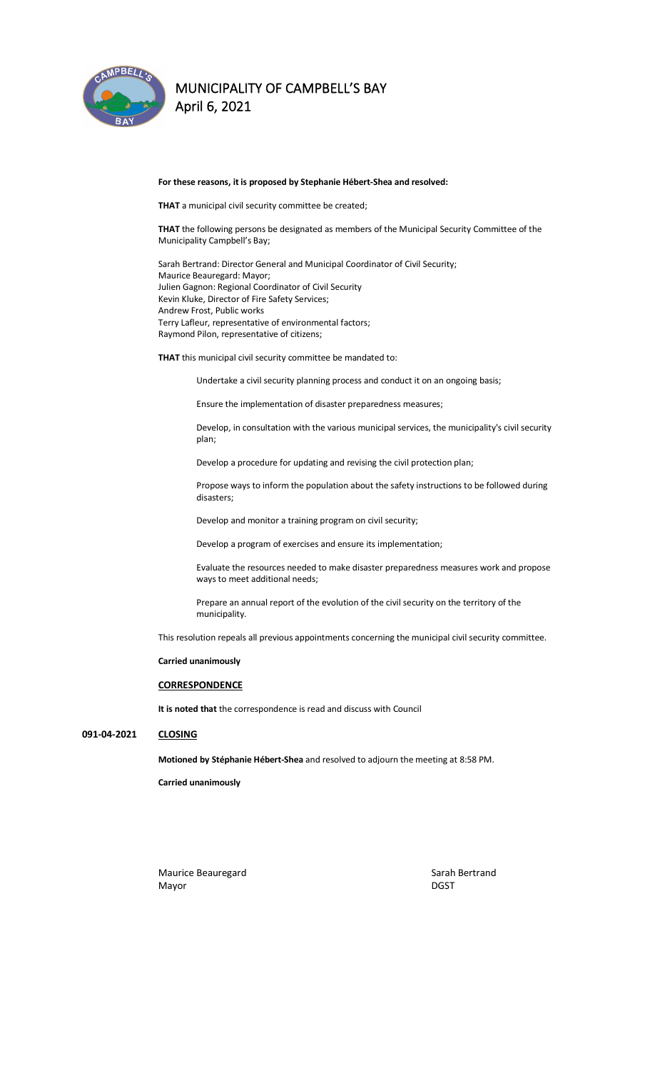**For these reasons, it is proposed by Stephanie Hébert-Shea and resolved:**

**THAT** a municipal civil security committee be created;

**THAT** the following persons be designated as members of the Municipal Security Committee of the Municipality Campbell's Bay;

Sarah Bertrand: Director General and Municipal Coordinator of Civil Security;
Maurice Beauregard: Mayor;
Julien Gagnon: Regional Coordinator of Civil Security
Kevin Kluke, Director of Fire Safety Services;
Andrew Frost, Public works
Terry Lafleur, representative of environmental factors;
Raymond Pilon, representative of citizens;

**THAT** this municipal civil security committee be mandated to:

Undertake a civil security planning process and conduct it on an ongoing basis;

Ensure the implementation of disaster preparedness measures;

Develop, in consultation with the various municipal services, the municipality's civil security plan;

Develop a procedure for updating and revising the civil protection plan;

Propose ways to inform the population about the safety instructions to be followed during disasters;

Develop and monitor a training program on civil security;

Develop a program of exercises and ensure its implementation;

Evaluate the resources needed to make disaster preparedness measures work and propose ways to meet additional needs;

Prepare an annual report of the evolution of the civil security on the territory of the municipality.

This resolution repeals all previous appointments concerning the municipal civil security committee.

**Carried unanimously**

**CORRESPONDENCE**

**It is noted that** the correspondence is read and discuss with Council

**091-04-2021** **CLOSING**

**Motioned by Stéphanie Hébert-Shea** and resolved to adjourn the meeting at 8:58 PM.

**Carried unanimously**

Maurice Beauregard
Mayor

Sarah Bertrand
DGST